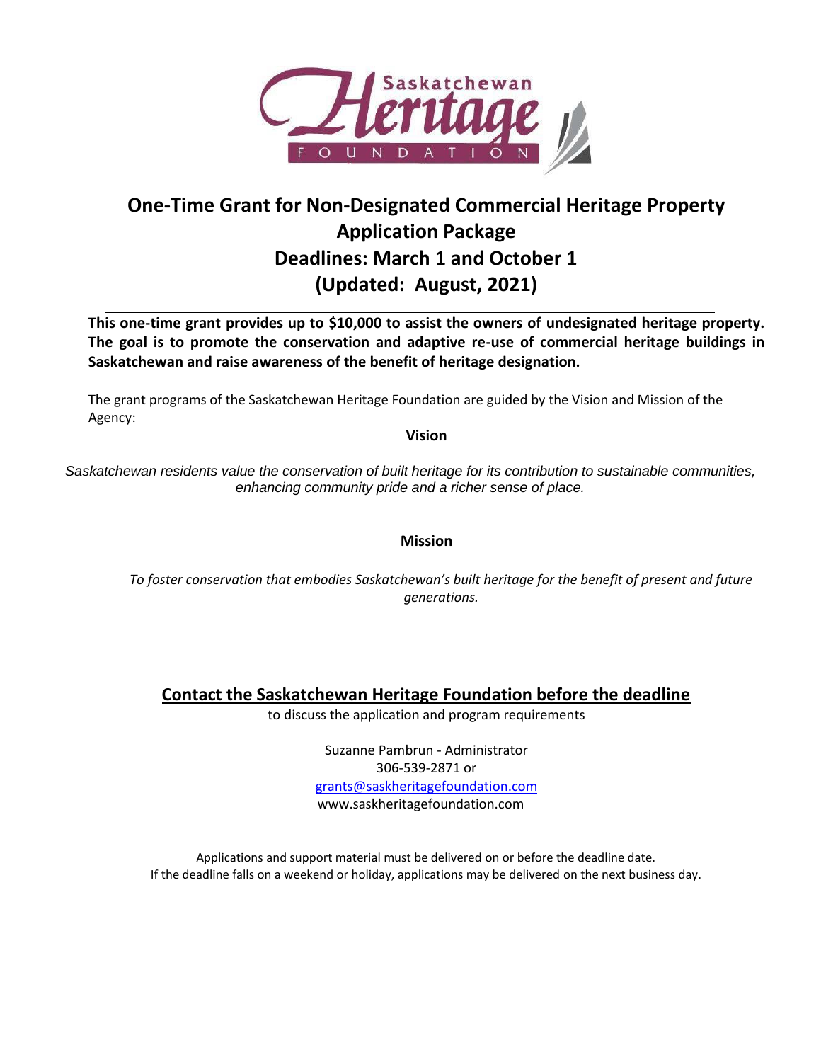# One-Time Grant for Non-Designated Commercial Heritage Property
# Application Package
# Deadlines: March 1 and October 1
# (Updated: August, 2021)

---

**This one-time grant provides up to $10,000 to assist the owners of undesignated heritage property. The goal is to promote the conservation and adaptive re-use of commercial heritage buildings in Saskatchewan and raise awareness of the benefit of heritage designation.**

The grant programs of the Saskatchewan Heritage Foundation are guided by the Vision and Mission of the Agency:

**Vision**

*Saskatchewan residents value the conservation of built heritage for its contribution to sustainable communities, enhancing community pride and a richer sense of place.*

**Mission**

*To foster conservation that embodies Saskatchewan's built heritage for the benefit of present and future generations.*

## Contact the Saskatchewan Heritage Foundation before the deadline

to discuss the application and program requirements

Suzanne Pambrun - Administrator
306-539-2871 or
grants@saskheritagefoundation.com
www.saskheritagefoundation.com

Applications and support material must be delivered on or before the deadline date.
If the deadline falls on a weekend or holiday, applications may be delivered on the next business day.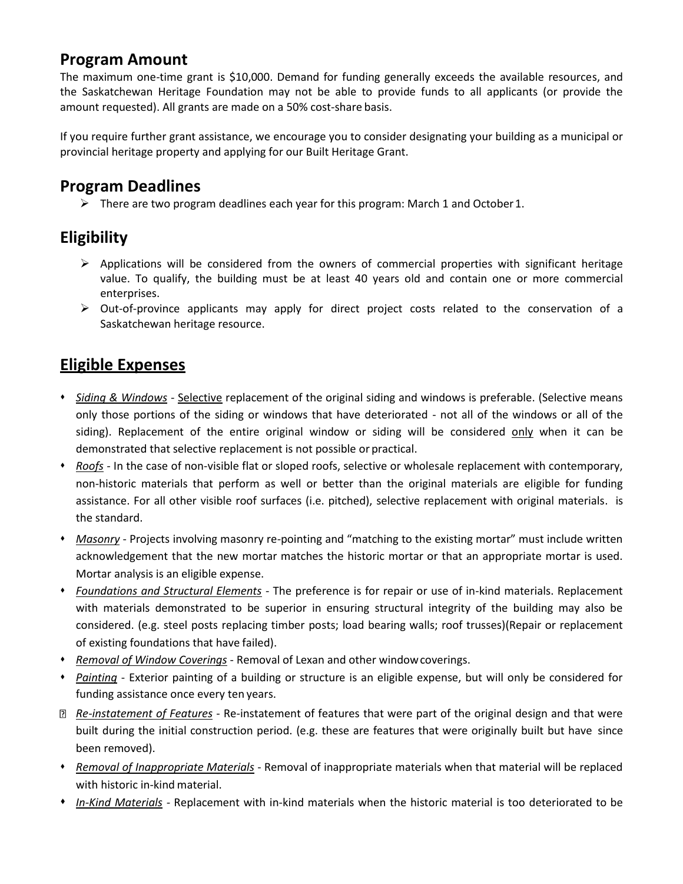## Program Amount

The maximum one-time grant is $10,000. Demand for funding generally exceeds the available resources, and the Saskatchewan Heritage Foundation may not be able to provide funds to all applicants (or provide the amount requested). All grants are made on a 50% cost-share basis.

If you require further grant assistance, we encourage you to consider designating your building as a municipal or provincial heritage property and applying for our Built Heritage Grant.

## Program Deadlines

- There are two program deadlines each year for this program: March 1 and October 1.

## Eligibility

- Applications will be considered from the owners of commercial properties with significant heritage value. To qualify, the building must be at least 40 years old and contain one or more commercial enterprises.
- Out-of-province applicants may apply for direct project costs related to the conservation of a Saskatchewan heritage resource.

## <u>Eligible Expenses</u>

- *<u>Siding & Windows</u>* - <u>Selective</u> replacement of the original siding and windows is preferable. (Selective means only those portions of the siding or windows that have deteriorated - not all of the windows or all of the siding). Replacement of the entire original window or siding will be considered <u>only</u> when it can be demonstrated that selective replacement is not possible or practical.
- *<u>Roofs</u>* - In the case of non-visible flat or sloped roofs, selective or wholesale replacement with contemporary, non-historic materials that perform as well or better than the original materials are eligible for funding assistance. For all other visible roof surfaces (i.e. pitched), selective replacement with original materials. is the standard.
- *<u>Masonry</u>* - Projects involving masonry re-pointing and "matching to the existing mortar" must include written acknowledgement that the new mortar matches the historic mortar or that an appropriate mortar is used. Mortar analysis is an eligible expense.
- *<u>Foundations and Structural Elements</u>* - The preference is for repair or use of in-kind materials. Replacement with materials demonstrated to be superior in ensuring structural integrity of the building may also be considered. (e.g. steel posts replacing timber posts; load bearing walls; roof trusses)(Repair or replacement of existing foundations that have failed).
- *<u>Removal of Window Coverings</u>* - Removal of Lexan and other window coverings.
- *<u>Painting</u>* - Exterior painting of a building or structure is an eligible expense, but will only be considered for funding assistance once every ten years.
- *<u>Re-instatement of Features</u>* - Re-instatement of features that were part of the original design and that were built during the initial construction period. (e.g. these are features that were originally built but have since been removed).
- *<u>Removal of Inappropriate Materials</u>* - Removal of inappropriate materials when that material will be replaced with historic in-kind material.
- *<u>In-Kind Materials</u>* - Replacement with in-kind materials when the historic material is too deteriorated to be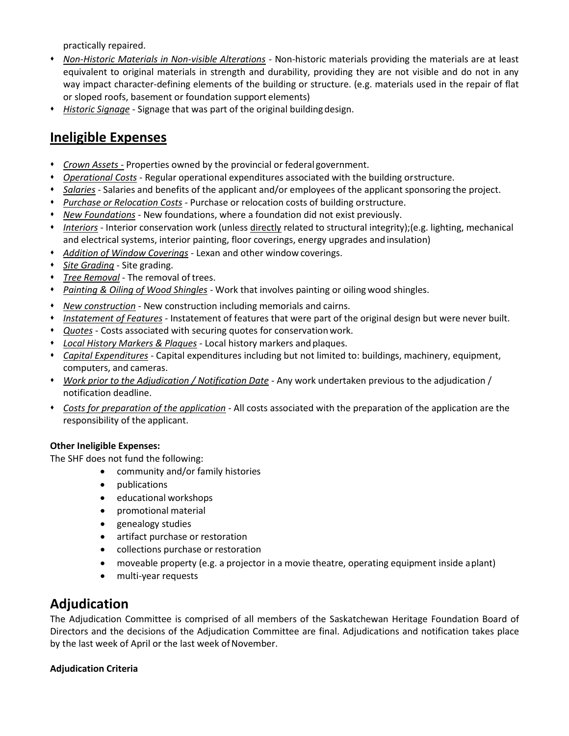practically repaired.

- *Non-Historic Materials in Non-visible Alterations* - Non-historic materials providing the materials are at least equivalent to original materials in strength and durability, providing they are not visible and do not in any way impact character-defining elements of the building or structure. (e.g. materials used in the repair of flat or sloped roofs, basement or foundation support elements)
- *Historic Signage* - Signage that was part of the original building design.

## Ineligible Expenses

- *Crown Assets* - Properties owned by the provincial or federal government.
- *Operational Costs* - Regular operational expenditures associated with the building or structure.
- *Salaries* - Salaries and benefits of the applicant and/or employees of the applicant sponsoring the project.
- *Purchase or Relocation Costs* - Purchase or relocation costs of building or structure.
- *New Foundations* - New foundations, where a foundation did not exist previously.
- *Interiors* - Interior conservation work (unless directly related to structural integrity);(e.g. lighting, mechanical and electrical systems, interior painting, floor coverings, energy upgrades and insulation)
- *Addition of Window Coverings* - Lexan and other window coverings.
- *Site Grading* - Site grading.
- *Tree Removal* - The removal of trees.
- *Painting & Oiling of Wood Shingles* - Work that involves painting or oiling wood shingles.
- *New construction* - New construction including memorials and cairns.
- *Instatement of Features* - Instatement of features that were part of the original design but were never built.
- *Quotes* - Costs associated with securing quotes for conservation work.
- *Local History Markers & Plaques* - Local history markers and plaques.
- *Capital Expenditures* - Capital expenditures including but not limited to: buildings, machinery, equipment, computers, and cameras.
- *Work prior to the Adjudication / Notification Date* - Any work undertaken previous to the adjudication / notification deadline.
- *Costs for preparation of the application* - All costs associated with the preparation of the application are the responsibility of the applicant.

**Other Ineligible Expenses:**

The SHF does not fund the following:

- community and/or family histories
- publications
- educational workshops
- promotional material
- genealogy studies
- artifact purchase or restoration
- collections purchase or restoration
- moveable property (e.g. a projector in a movie theatre, operating equipment inside a plant)
- multi-year requests

## Adjudication

The Adjudication Committee is comprised of all members of the Saskatchewan Heritage Foundation Board of Directors and the decisions of the Adjudication Committee are final. Adjudications and notification takes place by the last week of April or the last week of November.

**Adjudication Criteria**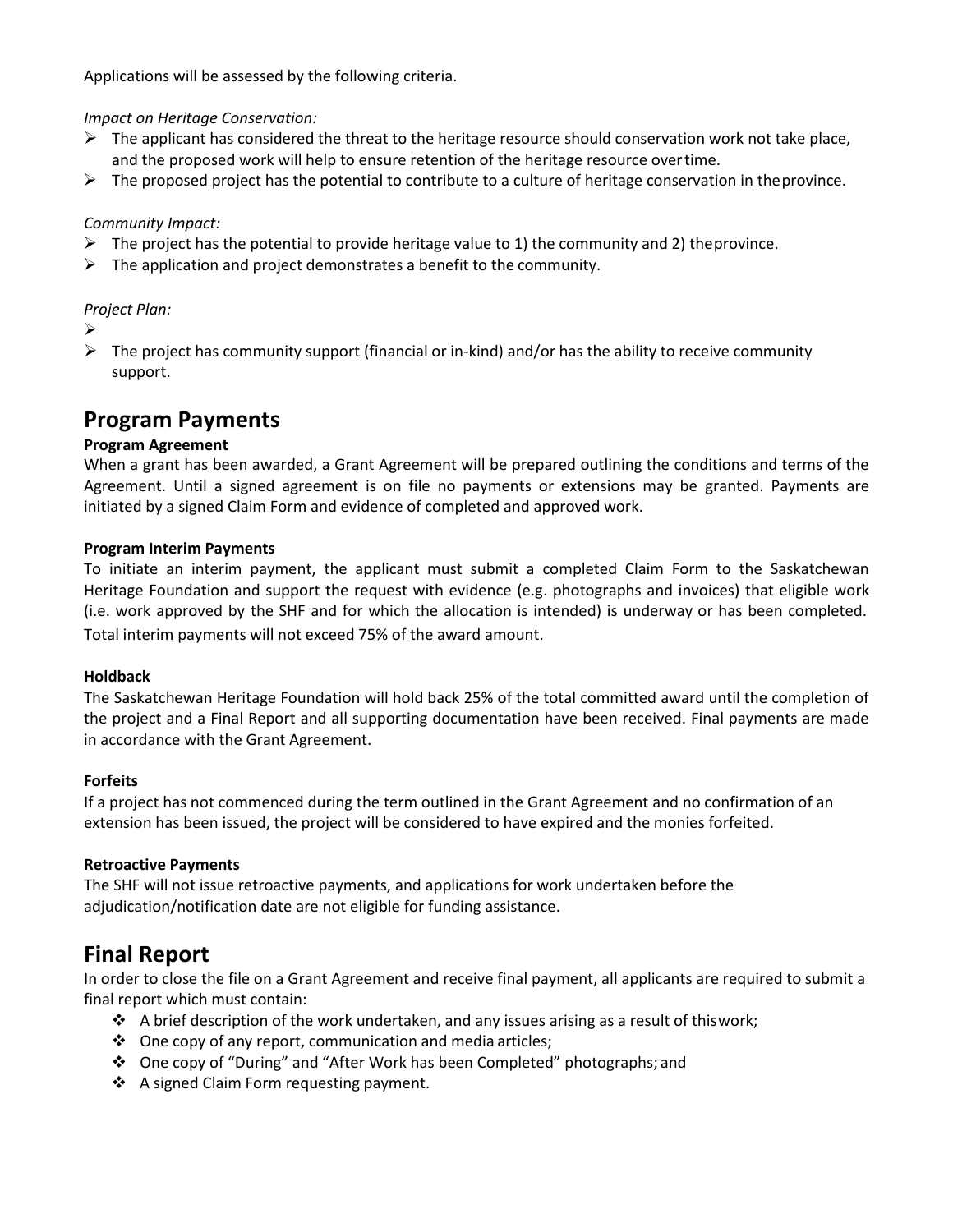Applications will be assessed by the following criteria.

*Impact on Heritage Conservation:*

- The applicant has considered the threat to the heritage resource should conservation work not take place, and the proposed work will help to ensure retention of the heritage resource over time.
- The proposed project has the potential to contribute to a culture of heritage conservation in the province.

*Community Impact:*

- The project has the potential to provide heritage value to 1) the community and 2) the province.
- The application and project demonstrates a benefit to the community.

*Project Plan:*

- 
- The project has community support (financial or in-kind) and/or has the ability to receive community support.

## Program Payments

**Program Agreement**

When a grant has been awarded, a Grant Agreement will be prepared outlining the conditions and terms of the Agreement. Until a signed agreement is on file no payments or extensions may be granted. Payments are initiated by a signed Claim Form and evidence of completed and approved work.

**Program Interim Payments**

To initiate an interim payment, the applicant must submit a completed Claim Form to the Saskatchewan Heritage Foundation and support the request with evidence (e.g. photographs and invoices) that eligible work (i.e. work approved by the SHF and for which the allocation is intended) is underway or has been completed. Total interim payments will not exceed 75% of the award amount.

**Holdback**

The Saskatchewan Heritage Foundation will hold back 25% of the total committed award until the completion of the project and a Final Report and all supporting documentation have been received. Final payments are made in accordance with the Grant Agreement.

**Forfeits**

If a project has not commenced during the term outlined in the Grant Agreement and no confirmation of an extension has been issued, the project will be considered to have expired and the monies forfeited.

**Retroactive Payments**

The SHF will not issue retroactive payments, and applications for work undertaken before the adjudication/notification date are not eligible for funding assistance.

## Final Report

In order to close the file on a Grant Agreement and receive final payment, all applicants are required to submit a final report which must contain:

- A brief description of the work undertaken, and any issues arising as a result of this work;
- One copy of any report, communication and media articles;
- One copy of "During" and "After Work has been Completed" photographs; and
- A signed Claim Form requesting payment.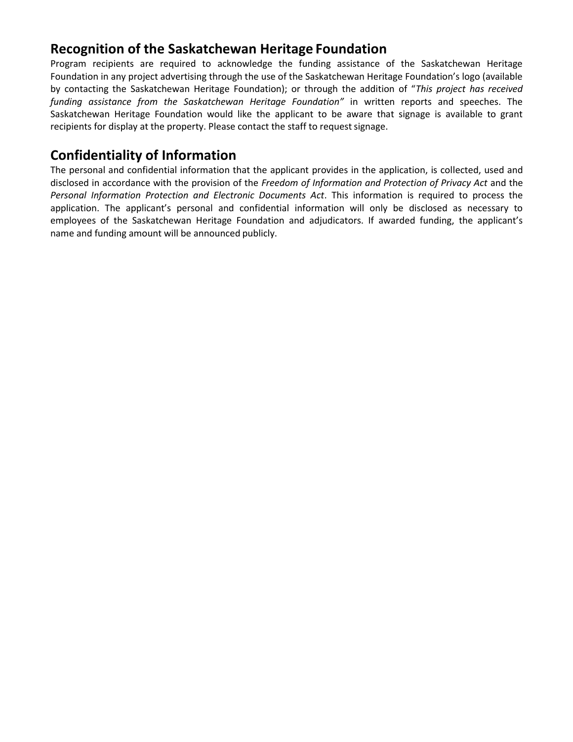## Recognition of the Saskatchewan Heritage Foundation

Program recipients are required to acknowledge the funding assistance of the Saskatchewan Heritage Foundation in any project advertising through the use of the Saskatchewan Heritage Foundation's logo (available by contacting the Saskatchewan Heritage Foundation); or through the addition of "*This project has received funding assistance from the Saskatchewan Heritage Foundation"* in written reports and speeches. The Saskatchewan Heritage Foundation would like the applicant to be aware that signage is available to grant recipients for display at the property. Please contact the staff to request signage.

## Confidentiality of Information

The personal and confidential information that the applicant provides in the application, is collected, used and disclosed in accordance with the provision of the *Freedom of Information and Protection of Privacy Act* and the *Personal Information Protection and Electronic Documents Act*. This information is required to process the application. The applicant's personal and confidential information will only be disclosed as necessary to employees of the Saskatchewan Heritage Foundation and adjudicators. If awarded funding, the applicant's name and funding amount will be announced publicly.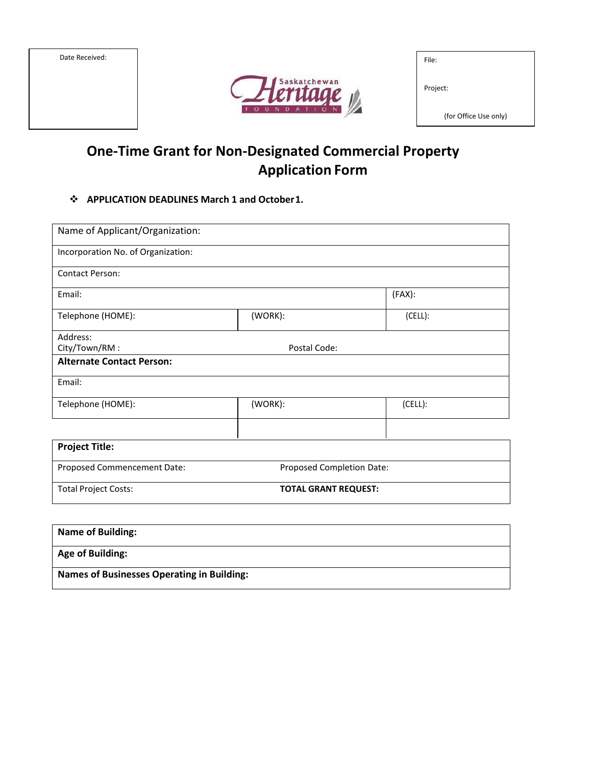| Date Received: |
|---|
| |

Saskatchewan Heritage Foundation

| File: |
|---|
| Project: |
| (for Office Use only) |

# One-Time Grant for Non-Designated Commercial Property Application Form

- **APPLICATION DEADLINES March 1 and October 1.**

| Name of Applicant/Organization: | | |
|---|---|---|
| Incorporation No. of Organization: | | |
| Contact Person: | | |
| Email: | | (FAX): |
| Telephone (HOME): | (WORK): | (CELL): |
| Address: City/Town/RM : | Postal Code: | |
| **Alternate Contact Person:** | | |
| Email: | | |
| Telephone (HOME): | (WORK): | (CELL): |
| | | |

| **Project Title:** | |
|---|---|
| Proposed Commencement Date: | Proposed Completion Date: |
| Total Project Costs: | **TOTAL GRANT REQUEST:** |

| **Name of Building:** |
|---|
| **Age of Building:** |
| **Names of Businesses Operating in Building:** |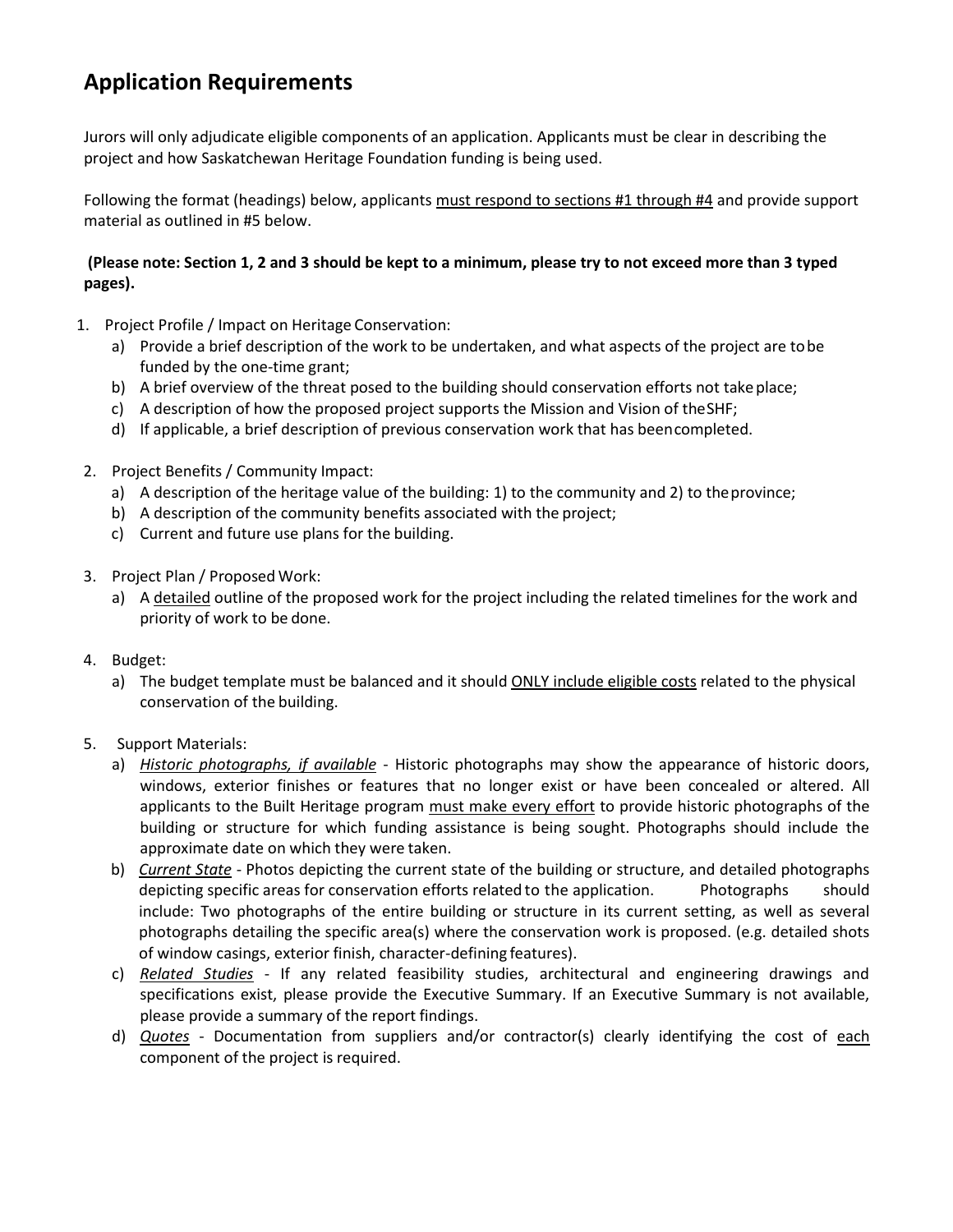## Application Requirements

Jurors will only adjudicate eligible components of an application. Applicants must be clear in describing the project and how Saskatchewan Heritage Foundation funding is being used.

Following the format (headings) below, applicants must respond to sections #1 through #4 and provide support material as outlined in #5 below.

**(Please note: Section 1, 2 and 3 should be kept to a minimum, please try to not exceed more than 3 typed pages).**

1. Project Profile / Impact on Heritage Conservation:
   a) Provide a brief description of the work to be undertaken, and what aspects of the project are to be funded by the one-time grant;
   b) A brief overview of the threat posed to the building should conservation efforts not take place;
   c) A description of how the proposed project supports the Mission and Vision of the SHF;
   d) If applicable, a brief description of previous conservation work that has been completed.

2. Project Benefits / Community Impact:
   a) A description of the heritage value of the building: 1) to the community and 2) to the province;
   b) A description of the community benefits associated with the project;
   c) Current and future use plans for the building.

3. Project Plan / Proposed Work:
   a) A detailed outline of the proposed work for the project including the related timelines for the work and priority of work to be done.

4. Budget:
   a) The budget template must be balanced and it should ONLY include eligible costs related to the physical conservation of the building.

5. Support Materials:
   a) *Historic photographs, if available* - Historic photographs may show the appearance of historic doors, windows, exterior finishes or features that no longer exist or have been concealed or altered. All applicants to the Built Heritage program must make every effort to provide historic photographs of the building or structure for which funding assistance is being sought. Photographs should include the approximate date on which they were taken.
   b) *Current State* - Photos depicting the current state of the building or structure, and detailed photographs depicting specific areas for conservation efforts related to the application. Photographs should include: Two photographs of the entire building or structure in its current setting, as well as several photographs detailing the specific area(s) where the conservation work is proposed. (e.g. detailed shots of window casings, exterior finish, character-defining features).
   c) *Related Studies* - If any related feasibility studies, architectural and engineering drawings and specifications exist, please provide the Executive Summary. If an Executive Summary is not available, please provide a summary of the report findings.
   d) *Quotes* - Documentation from suppliers and/or contractor(s) clearly identifying the cost of each component of the project is required.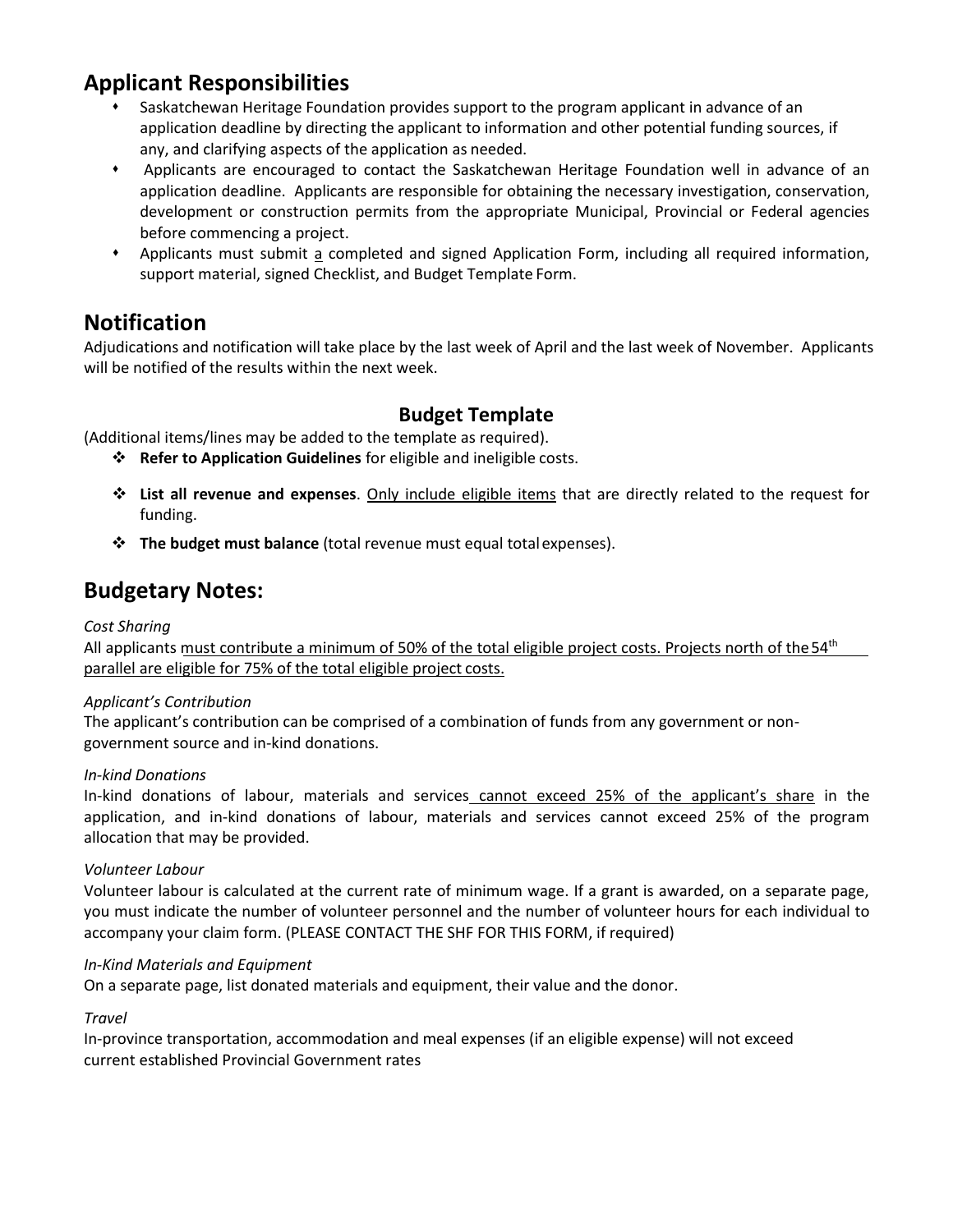## Applicant Responsibilities

- Saskatchewan Heritage Foundation provides support to the program applicant in advance of an application deadline by directing the applicant to information and other potential funding sources, if any, and clarifying aspects of the application as needed.
- Applicants are encouraged to contact the Saskatchewan Heritage Foundation well in advance of an application deadline. Applicants are responsible for obtaining the necessary investigation, conservation, development or construction permits from the appropriate Municipal, Provincial or Federal agencies before commencing a project.
- Applicants must submit <u>a</u> completed and signed Application Form, including all required information, support material, signed Checklist, and Budget Template Form.

## Notification

Adjudications and notification will take place by the last week of April and the last week of November. Applicants will be notified of the results within the next week.

### Budget Template

(Additional items/lines may be added to the template as required).

- **Refer to Application Guidelines** for eligible and ineligible costs.
- **List all revenue and expenses**. <u>Only include eligible items</u> that are directly related to the request for funding.
- **The budget must balance** (total revenue must equal total expenses).

## Budgetary Notes:

*Cost Sharing*

All applicants <u>must contribute a minimum of 50% of the total eligible project costs. Projects north of the 54th parallel are eligible for 75% of the total eligible project costs.</u>

*Applicant's Contribution*

The applicant's contribution can be comprised of a combination of funds from any government or non-government source and in-kind donations.

*In-kind Donations*

In-kind donations of labour, materials and services <u>cannot exceed 25% of the applicant's share</u> in the application, and in-kind donations of labour, materials and services cannot exceed 25% of the program allocation that may be provided.

*Volunteer Labour*

Volunteer labour is calculated at the current rate of minimum wage. If a grant is awarded, on a separate page, you must indicate the number of volunteer personnel and the number of volunteer hours for each individual to accompany your claim form. (PLEASE CONTACT THE SHF FOR THIS FORM, if required)

*In-Kind Materials and Equipment*

On a separate page, list donated materials and equipment, their value and the donor.

*Travel*

In-province transportation, accommodation and meal expenses (if an eligible expense) will not exceed current established Provincial Government rates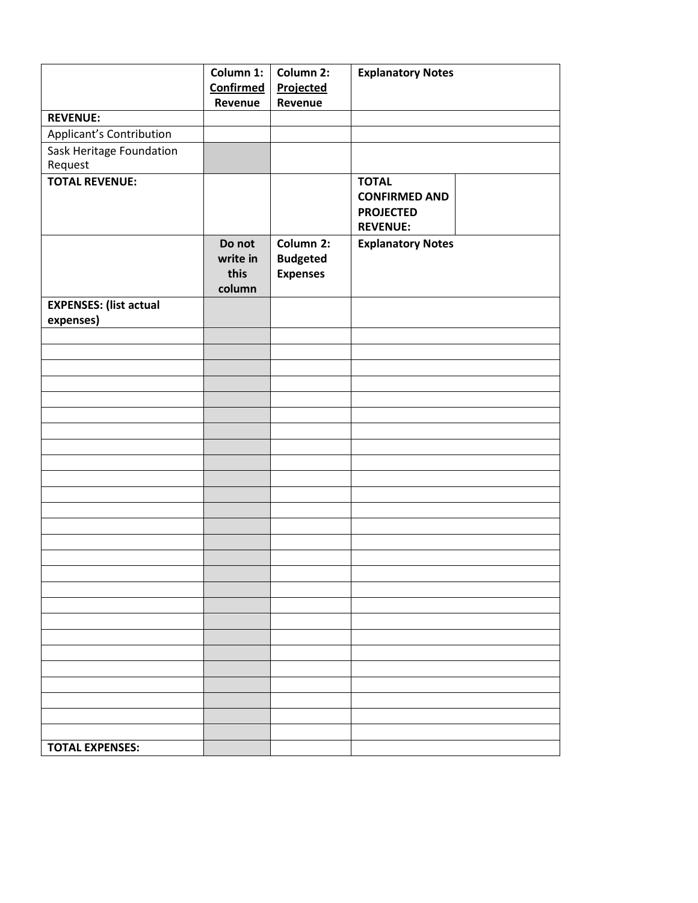| | Column 1: Confirmed Revenue | Column 2: Projected Revenue | Explanatory Notes | |
|---|---|---|---|---|
| **REVENUE:** | | | | |
| Applicant's Contribution | | | | |
| Sask Heritage Foundation Request | | | | |
| **TOTAL REVENUE:** | | | **TOTAL CONFIRMED AND PROJECTED REVENUE:** | |
| | **Do not write in this column** | **Column 2: Budgeted Expenses** | **Explanatory Notes** | |
| **EXPENSES: (list actual expenses)** | | | | |
| | | | | |
| | | | | |
| | | | | |
| | | | | |
| | | | | |
| | | | | |
| | | | | |
| | | | | |
| | | | | |
| | | | | |
| | | | | |
| | | | | |
| | | | | |
| | | | | |
| | | | | |
| | | | | |
| | | | | |
| | | | | |
| | | | | |
| | | | | |
| | | | | |
| | | | | |
| | | | | |
| | | | | |
| | | | | |
| | | | | |
| **TOTAL EXPENSES:** | | | | |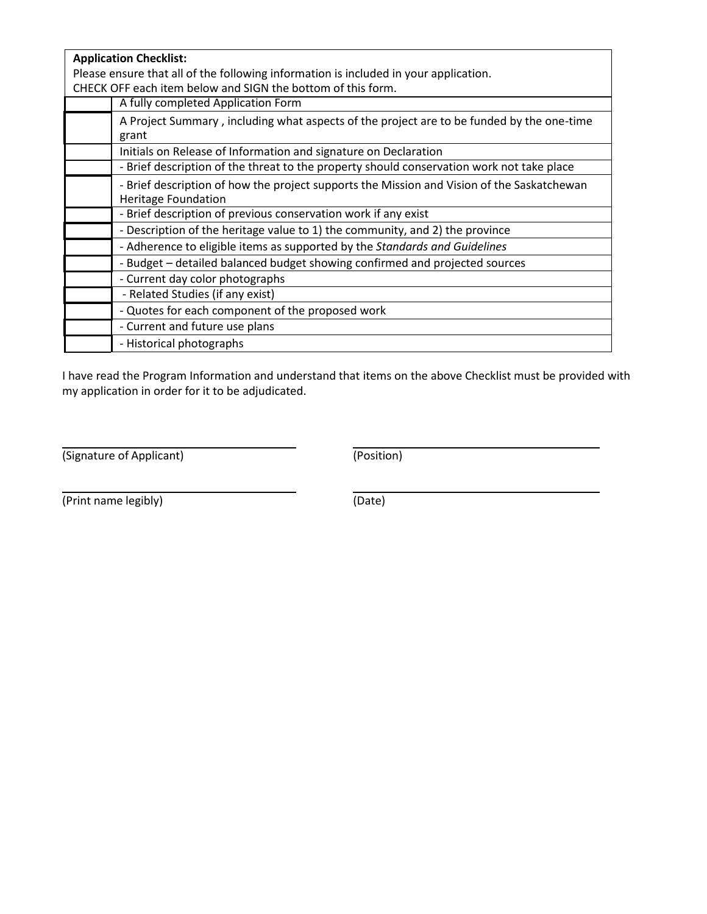**Application Checklist:**

Please ensure that all of the following information is included in your application.

CHECK OFF each item below and SIGN the bottom of this form.

| | |
|---|---|
| | A fully completed Application Form |
| | A Project Summary , including what aspects of the project are to be funded by the one-time grant |
| | Initials on Release of Information and signature on Declaration |
| | - Brief description of the threat to the property should conservation work not take place |
| | - Brief description of how the project supports the Mission and Vision of the Saskatchewan Heritage Foundation |
| | - Brief description of previous conservation work if any exist |
| | - Description of the heritage value to 1) the community, and 2) the province |
| | - Adherence to eligible items as supported by the *Standards and Guidelines* |
| | - Budget – detailed balanced budget showing confirmed and projected sources |
| | - Current day color photographs |
| | - Related Studies (if any exist) |
| | - Quotes for each component of the proposed work |
| | - Current and future use plans |
| | - Historical photographs |

I have read the Program Information and understand that items on the above Checklist must be provided with my application in order for it to be adjudicated.

\_\_\_\_\_\_\_\_\_\_\_\_\_\_\_\_\_\_\_\_\_\_\_\_\_\_\_\_\_\_ \_\_\_\_\_\_\_\_\_\_\_\_\_\_\_\_\_\_\_\_\_\_\_\_\_\_\_\_\_\_

(Signature of Applicant) (Position)

\_\_\_\_\_\_\_\_\_\_\_\_\_\_\_\_\_\_\_\_\_\_\_\_\_\_\_\_\_\_ \_\_\_\_\_\_\_\_\_\_\_\_\_\_\_\_\_\_\_\_\_\_\_\_\_\_\_\_\_\_

(Print name legibly) (Date)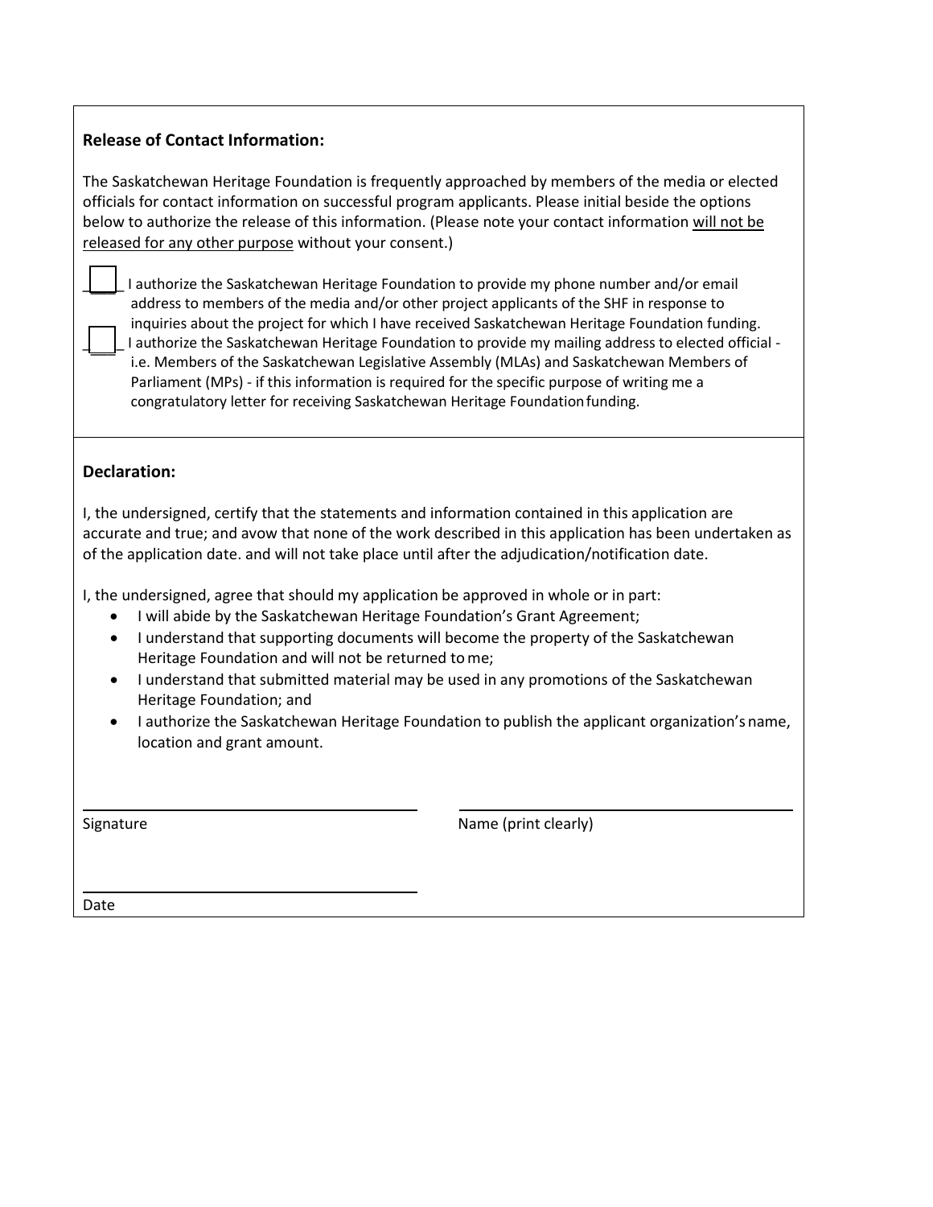**Release of Contact Information:**

The Saskatchewan Heritage Foundation is frequently approached by members of the media or elected officials for contact information on successful program applicants. Please initial beside the options below to authorize the release of this information. (Please note your contact information <u>will not be released for any other purpose</u> without your consent.)

____ I authorize the Saskatchewan Heritage Foundation to provide my phone number and/or email address to members of the media and/or other project applicants of the SHF in response to inquiries about the project for which I have received Saskatchewan Heritage Foundation funding.

____ I authorize the Saskatchewan Heritage Foundation to provide my mailing address to elected official - i.e. Members of the Saskatchewan Legislative Assembly (MLAs) and Saskatchewan Members of Parliament (MPs) - if this information is required for the specific purpose of writing me a congratulatory letter for receiving Saskatchewan Heritage Foundation funding.

**Declaration:**

I, the undersigned, certify that the statements and information contained in this application are accurate and true; and avow that none of the work described in this application has been undertaken as of the application date. and will not take place until after the adjudication/notification date.

I, the undersigned, agree that should my application be approved in whole or in part:

- I will abide by the Saskatchewan Heritage Foundation's Grant Agreement;
- I understand that supporting documents will become the property of the Saskatchewan Heritage Foundation and will not be returned to me;
- I understand that submitted material may be used in any promotions of the Saskatchewan Heritage Foundation; and
- I authorize the Saskatchewan Heritage Foundation to publish the applicant organization's name, location and grant amount.

______________________________ ______________________________

Signature Name (print clearly)

______________________________

Date